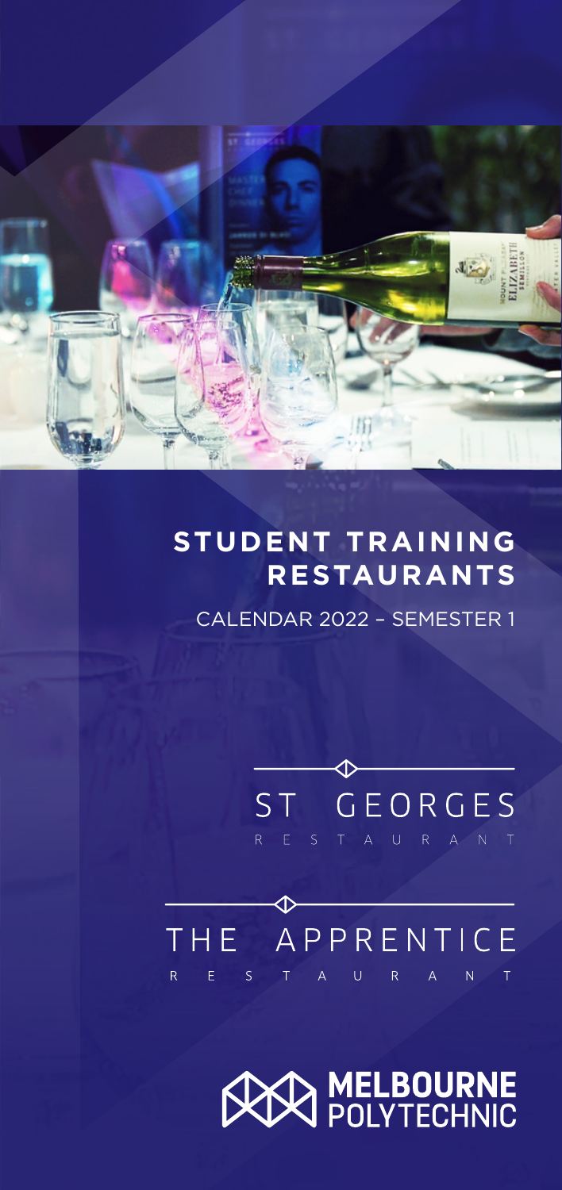# STUDENT TRAINING RESTAURANTS

CALENDAR 2022 – SEMESTER 1

ST GEORGES
RESTAURANT

THE APPRENTICE
RESTAURANT

MELBOURNE POLYTECHNIC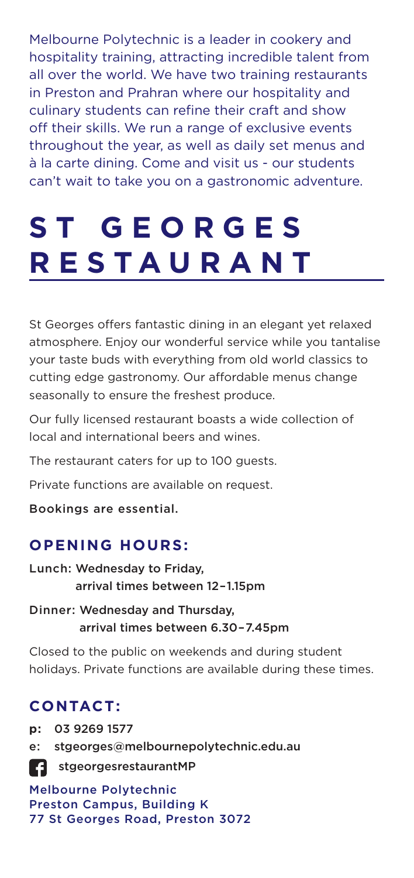Melbourne Polytechnic is a leader in cookery and hospitality training, attracting incredible talent from all over the world. We have two training restaurants in Preston and Prahran where our hospitality and culinary students can refine their craft and show off their skills. We run a range of exclusive events throughout the year, as well as daily set menus and à la carte dining. Come and visit us - our students can't wait to take you on a gastronomic adventure.

# ST GEORGES RESTAURANT

St Georges offers fantastic dining in an elegant yet relaxed atmosphere. Enjoy our wonderful service while you tantalise your taste buds with everything from old world classics to cutting edge gastronomy. Our affordable menus change seasonally to ensure the freshest produce.

Our fully licensed restaurant boasts a wide collection of local and international beers and wines.

The restaurant caters for up to 100 guests.

Private functions are available on request.

Bookings are essential.

## OPENING HOURS:

Lunch: Wednesday to Friday,
arrival times between 12–1.15pm

Dinner: Wednesday and Thursday,
arrival times between 6.30–7.45pm

Closed to the public on weekends and during student holidays. Private functions are available during these times.

## CONTACT:

**p:** 03 9269 1577

e: stgeorges@melbournepolytechnic.edu.au

stgeorgesrestaurantMP

Melbourne Polytechnic
Preston Campus, Building K
77 St Georges Road, Preston 3072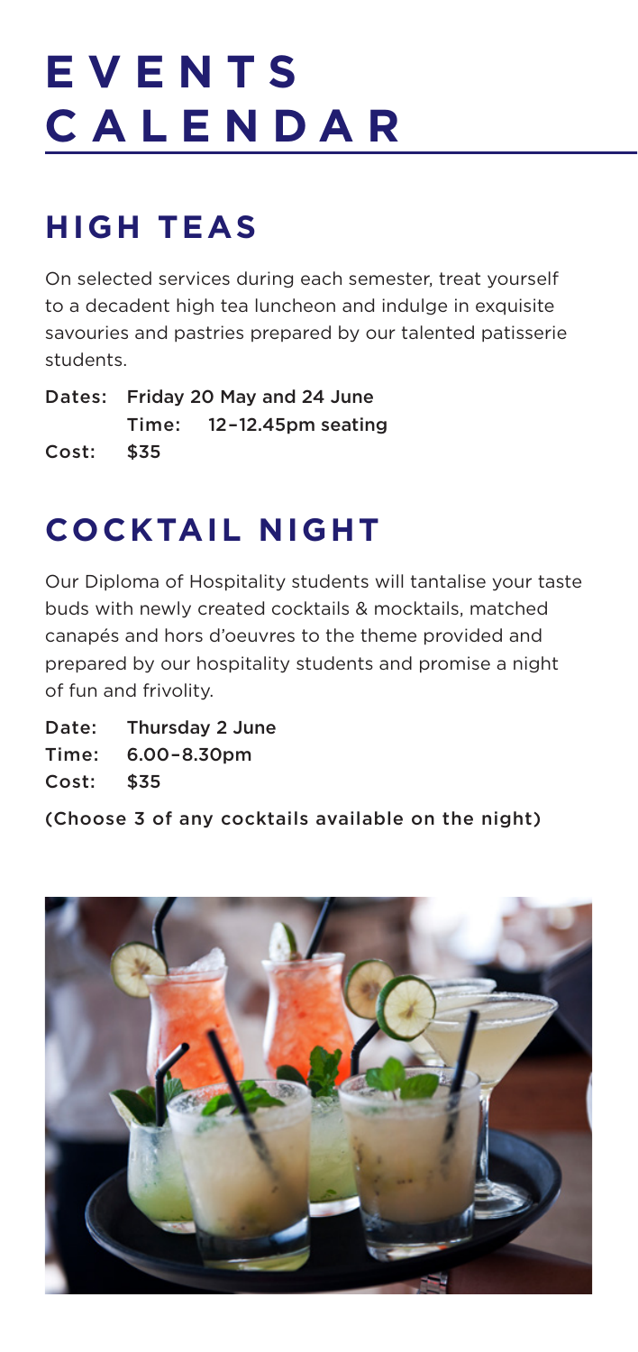# EVENTS CALENDAR

## HIGH TEAS

On selected services during each semester, treat yourself to a decadent high tea luncheon and indulge in exquisite savouries and pastries prepared by our talented patisserie students.

Dates: Friday 20 May and 24 June
Time: 12–12.45pm seating
Cost: $35

## COCKTAIL NIGHT

Our Diploma of Hospitality students will tantalise your taste buds with newly created cocktails & mocktails, matched canapés and hors d'oeuvres to the theme provided and prepared by our hospitality students and promise a night of fun and frivolity.

Date: Thursday 2 June
Time: 6.00–8.30pm
Cost: $35

(Choose 3 of any cocktails available on the night)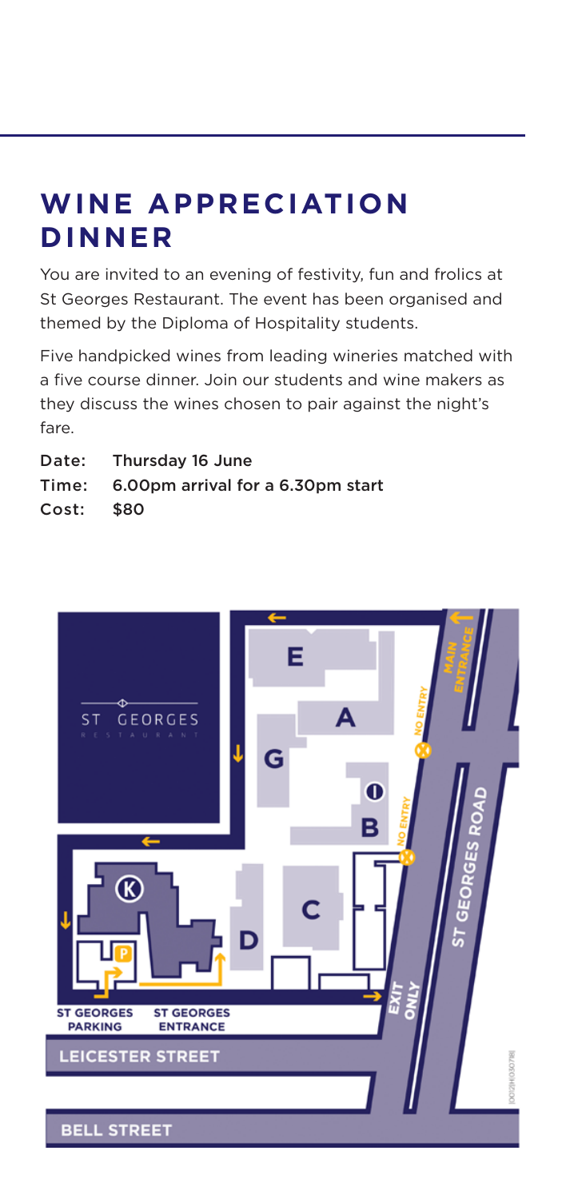## WINE APPRECIATION DINNER

You are invited to an evening of festivity, fun and frolics at St Georges Restaurant. The event has been organised and themed by the Diploma of Hospitality students.

Five handpicked wines from leading wineries matched with a five course dinner. Join our students and wine makers as they discuss the wines chosen to pair against the night's fare.

**Date:** Thursday 16 June
**Time:** 6.00pm arrival for a 6.30pm start
**Cost:** $80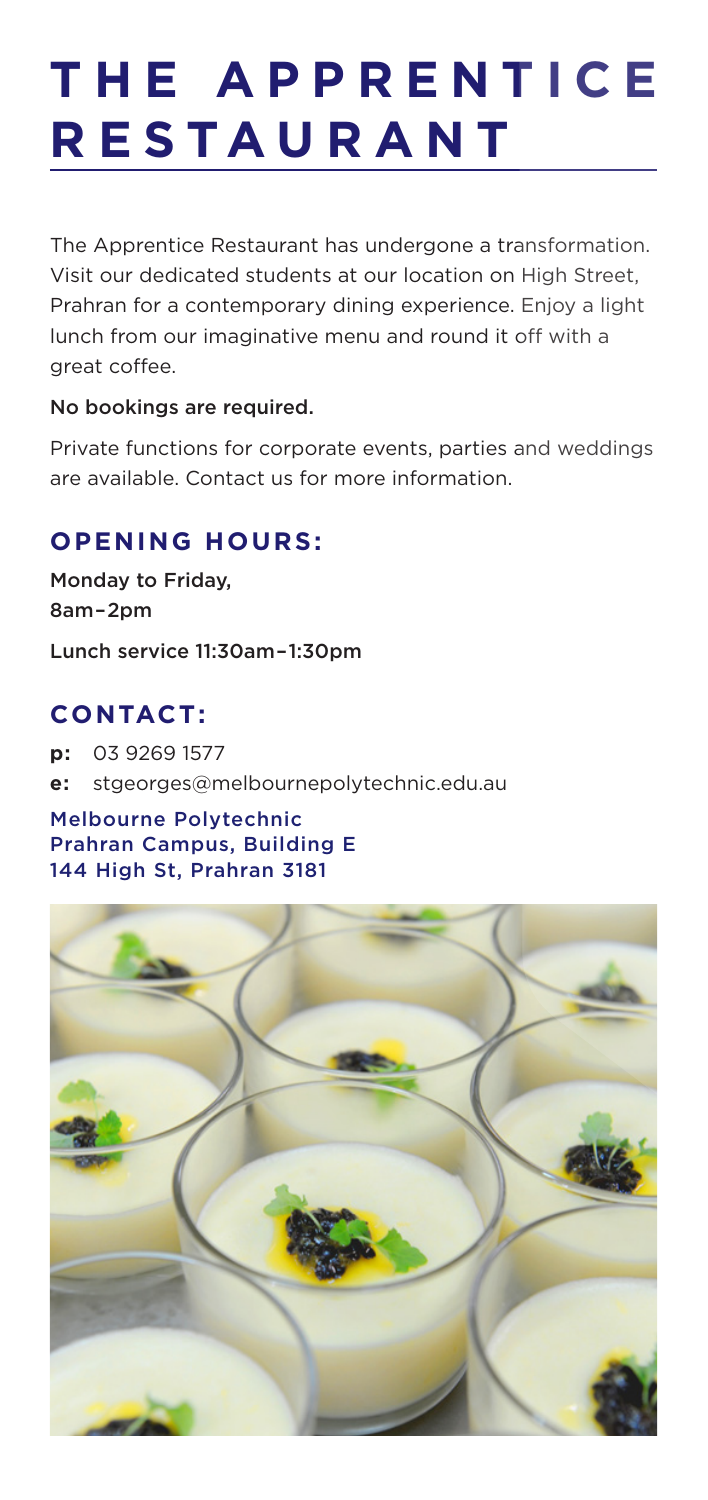# THE APPRENTICE RESTAURANT

The Apprentice Restaurant has undergone a transformation. Visit our dedicated students at our location on High Street, Prahran for a contemporary dining experience. Enjoy a light lunch from our imaginative menu and round it off with a great coffee.

No bookings are required.

Private functions for corporate events, parties and weddings are available. Contact us for more information.

## OPENING HOURS:

Monday to Friday,
8am–2pm

Lunch service 11:30am–1:30pm

## CONTACT:

**p:** 03 9269 1577
**e:** stgeorges@melbournepolytechnic.edu.au

Melbourne Polytechnic
Prahran Campus, Building E
144 High St, Prahran 3181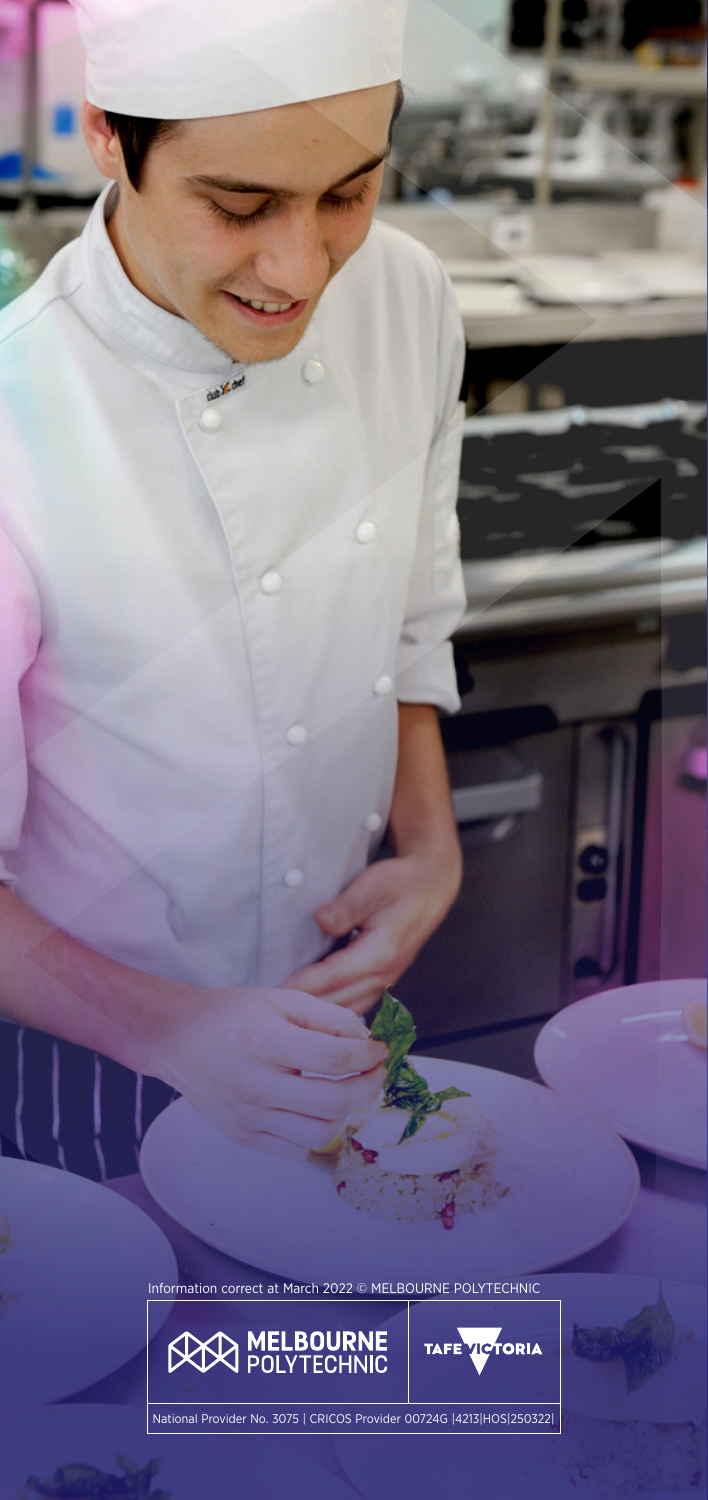Information correct at March 2022 © MELBOURNE POLYTECHNIC

MELBOURNE POLYTECHNIC

TAFE VICTORIA

National Provider No. 3075 | CRICOS Provider 00724G |4213|HOS|250322|